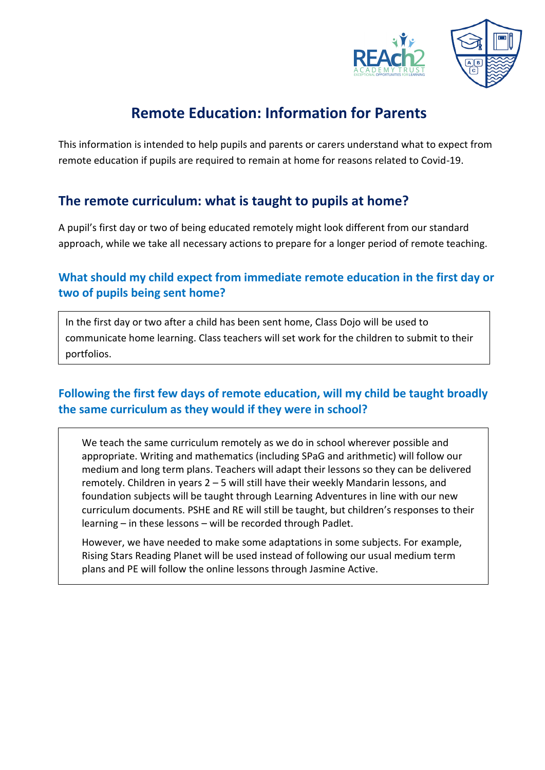# Remote Education: Information for Parents

This information is intended to help pupils and parents or carers understand what to expect from remote education if pupils are required to remain at home for reasons related to Covid-19.

## The remote curriculum: what is taught to pupils at home?

A pupil's first day or two of being educated remotely might look different from our standard approach, while we take all necessary actions to prepare for a longer period of remote teaching.

### What should my child expect from immediate remote education in the first day or two of pupils being sent home?

In the first day or two after a child has been sent home, Class Dojo will be used to communicate home learning. Class teachers will set work for the children to submit to their portfolios.

### Following the first few days of remote education, will my child be taught broadly the same curriculum as they would if they were in school?

We teach the same curriculum remotely as we do in school wherever possible and appropriate. Writing and mathematics (including SPaG and arithmetic) will follow our medium and long term plans. Teachers will adapt their lessons so they can be delivered remotely. Children in years 2 – 5 will still have their weekly Mandarin lessons, and foundation subjects will be taught through Learning Adventures in line with our new curriculum documents. PSHE and RE will still be taught, but children's responses to their learning – in these lessons – will be recorded through Padlet.

However, we have needed to make some adaptations in some subjects. For example, Rising Stars Reading Planet will be used instead of following our usual medium term plans and PE will follow the online lessons through Jasmine Active.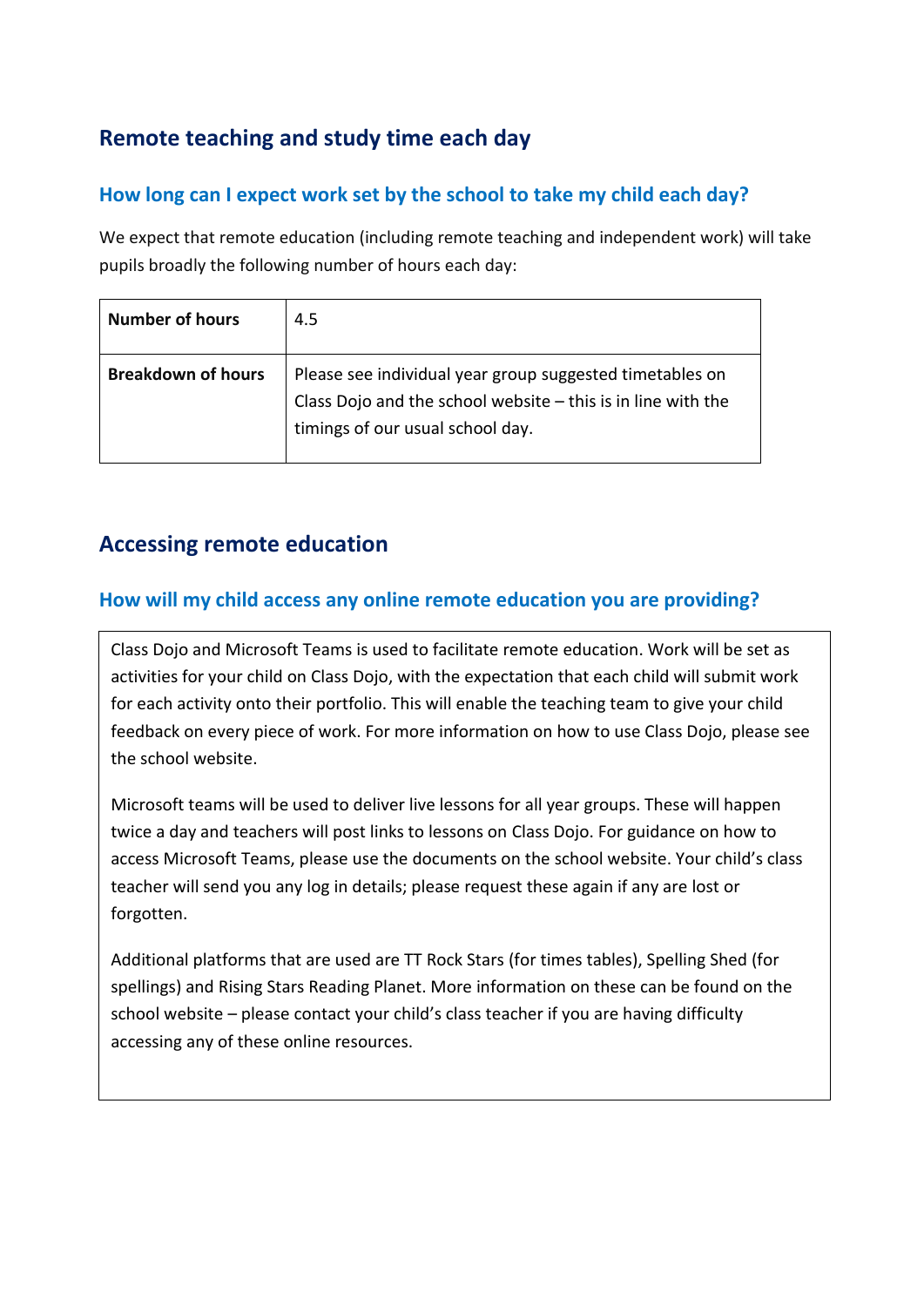## Remote teaching and study time each day

### How long can I expect work set by the school to take my child each day?

We expect that remote education (including remote teaching and independent work) will take pupils broadly the following number of hours each day:

| **Number of hours** | 4.5 |
|---|---|
| **Breakdown of hours** | Please see individual year group suggested timetables on Class Dojo and the school website – this is in line with the timings of our usual school day. |

## Accessing remote education

### How will my child access any online remote education you are providing?

Class Dojo and Microsoft Teams is used to facilitate remote education. Work will be set as activities for your child on Class Dojo, with the expectation that each child will submit work for each activity onto their portfolio. This will enable the teaching team to give your child feedback on every piece of work. For more information on how to use Class Dojo, please see the school website.

Microsoft teams will be used to deliver live lessons for all year groups. These will happen twice a day and teachers will post links to lessons on Class Dojo. For guidance on how to access Microsoft Teams, please use the documents on the school website. Your child's class teacher will send you any log in details; please request these again if any are lost or forgotten.

Additional platforms that are used are TT Rock Stars (for times tables), Spelling Shed (for spellings) and Rising Stars Reading Planet. More information on these can be found on the school website – please contact your child's class teacher if you are having difficulty accessing any of these online resources.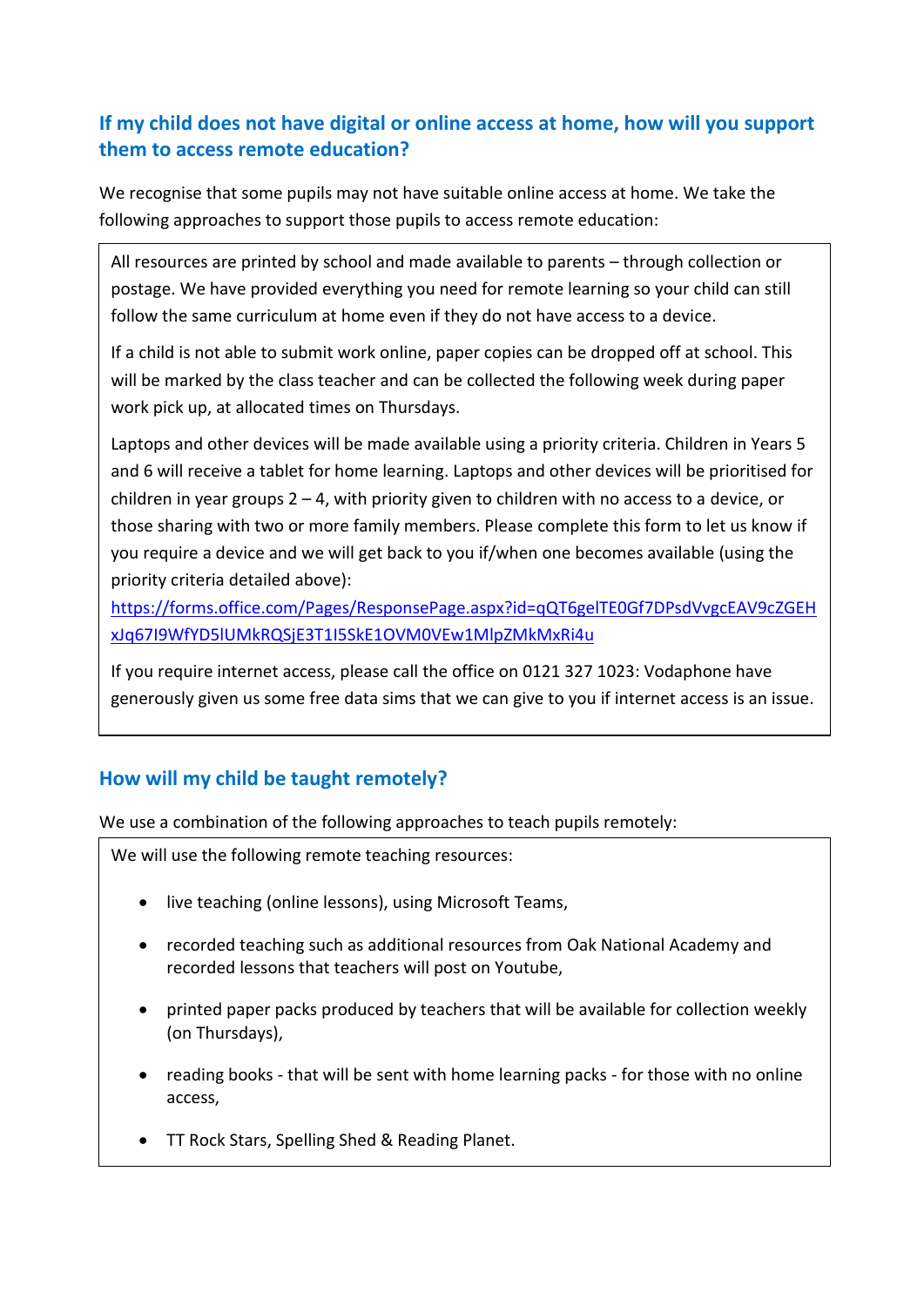## If my child does not have digital or online access at home, how will you support them to access remote education?

We recognise that some pupils may not have suitable online access at home. We take the following approaches to support those pupils to access remote education:

All resources are printed by school and made available to parents – through collection or postage. We have provided everything you need for remote learning so your child can still follow the same curriculum at home even if they do not have access to a device.

If a child is not able to submit work online, paper copies can be dropped off at school. This will be marked by the class teacher and can be collected the following week during paper work pick up, at allocated times on Thursdays.

Laptops and other devices will be made available using a priority criteria. Children in Years 5 and 6 will receive a tablet for home learning. Laptops and other devices will be prioritised for children in year groups 2 – 4, with priority given to children with no access to a device, or those sharing with two or more family members. Please complete this form to let us know if you require a device and we will get back to you if/when one becomes available (using the priority criteria detailed above): https://forms.office.com/Pages/ResponsePage.aspx?id=qQT6gelTE0Gf7DPsdVvgcEAV9cZGEHxJq67I9WfYD5lUMkRQSjE3T1I5SkE1OVM0VEw1MlpZMkMxRi4u

If you require internet access, please call the office on 0121 327 1023: Vodaphone have generously given us some free data sims that we can give to you if internet access is an issue.

## How will my child be taught remotely?

We use a combination of the following approaches to teach pupils remotely:

We will use the following remote teaching resources:

- live teaching (online lessons), using Microsoft Teams,
- recorded teaching such as additional resources from Oak National Academy and recorded lessons that teachers will post on Youtube,
- printed paper packs produced by teachers that will be available for collection weekly (on Thursdays),
- reading books - that will be sent with home learning packs - for those with no online access,
- TT Rock Stars, Spelling Shed & Reading Planet.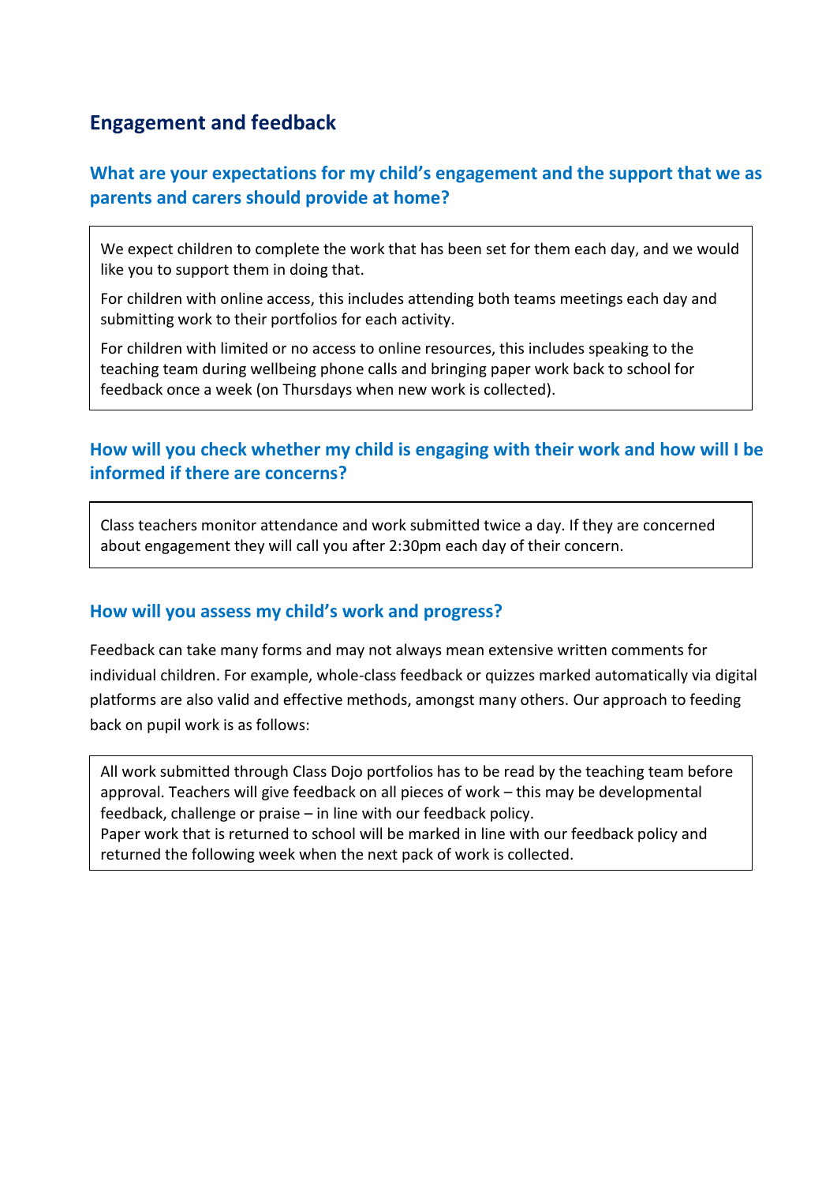## Engagement and feedback

### What are your expectations for my child's engagement and the support that we as parents and carers should provide at home?

We expect children to complete the work that has been set for them each day, and we would like you to support them in doing that.

For children with online access, this includes attending both teams meetings each day and submitting work to their portfolios for each activity.

For children with limited or no access to online resources, this includes speaking to the teaching team during wellbeing phone calls and bringing paper work back to school for feedback once a week (on Thursdays when new work is collected).

### How will you check whether my child is engaging with their work and how will I be informed if there are concerns?

Class teachers monitor attendance and work submitted twice a day. If they are concerned about engagement they will call you after 2:30pm each day of their concern.

### How will you assess my child's work and progress?

Feedback can take many forms and may not always mean extensive written comments for individual children. For example, whole-class feedback or quizzes marked automatically via digital platforms are also valid and effective methods, amongst many others. Our approach to feeding back on pupil work is as follows:

All work submitted through Class Dojo portfolios has to be read by the teaching team before approval. Teachers will give feedback on all pieces of work – this may be developmental feedback, challenge or praise – in line with our feedback policy.

Paper work that is returned to school will be marked in line with our feedback policy and returned the following week when the next pack of work is collected.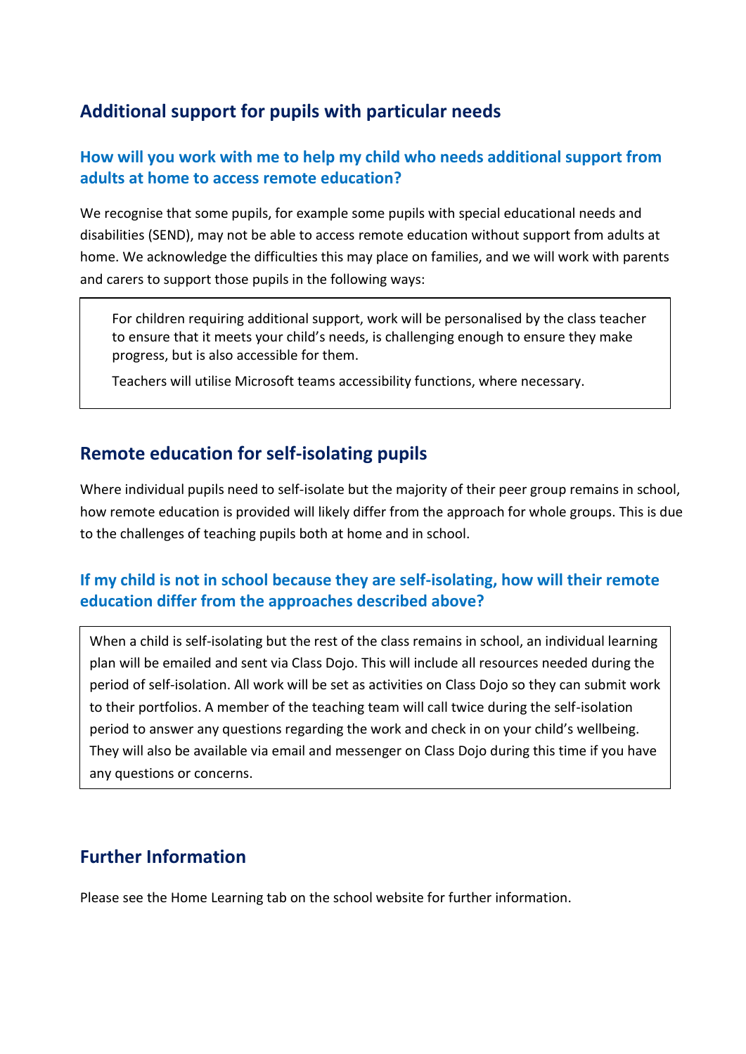## Additional support for pupils with particular needs

### How will you work with me to help my child who needs additional support from adults at home to access remote education?

We recognise that some pupils, for example some pupils with special educational needs and disabilities (SEND), may not be able to access remote education without support from adults at home. We acknowledge the difficulties this may place on families, and we will work with parents and carers to support those pupils in the following ways:

For children requiring additional support, work will be personalised by the class teacher to ensure that it meets your child's needs, is challenging enough to ensure they make progress, but is also accessible for them.

Teachers will utilise Microsoft teams accessibility functions, where necessary.

## Remote education for self-isolating pupils

Where individual pupils need to self-isolate but the majority of their peer group remains in school, how remote education is provided will likely differ from the approach for whole groups. This is due to the challenges of teaching pupils both at home and in school.

### If my child is not in school because they are self-isolating, how will their remote education differ from the approaches described above?

When a child is self-isolating but the rest of the class remains in school, an individual learning plan will be emailed and sent via Class Dojo. This will include all resources needed during the period of self-isolation. All work will be set as activities on Class Dojo so they can submit work to their portfolios. A member of the teaching team will call twice during the self-isolation period to answer any questions regarding the work and check in on your child's wellbeing. They will also be available via email and messenger on Class Dojo during this time if you have any questions or concerns.

## Further Information

Please see the Home Learning tab on the school website for further information.